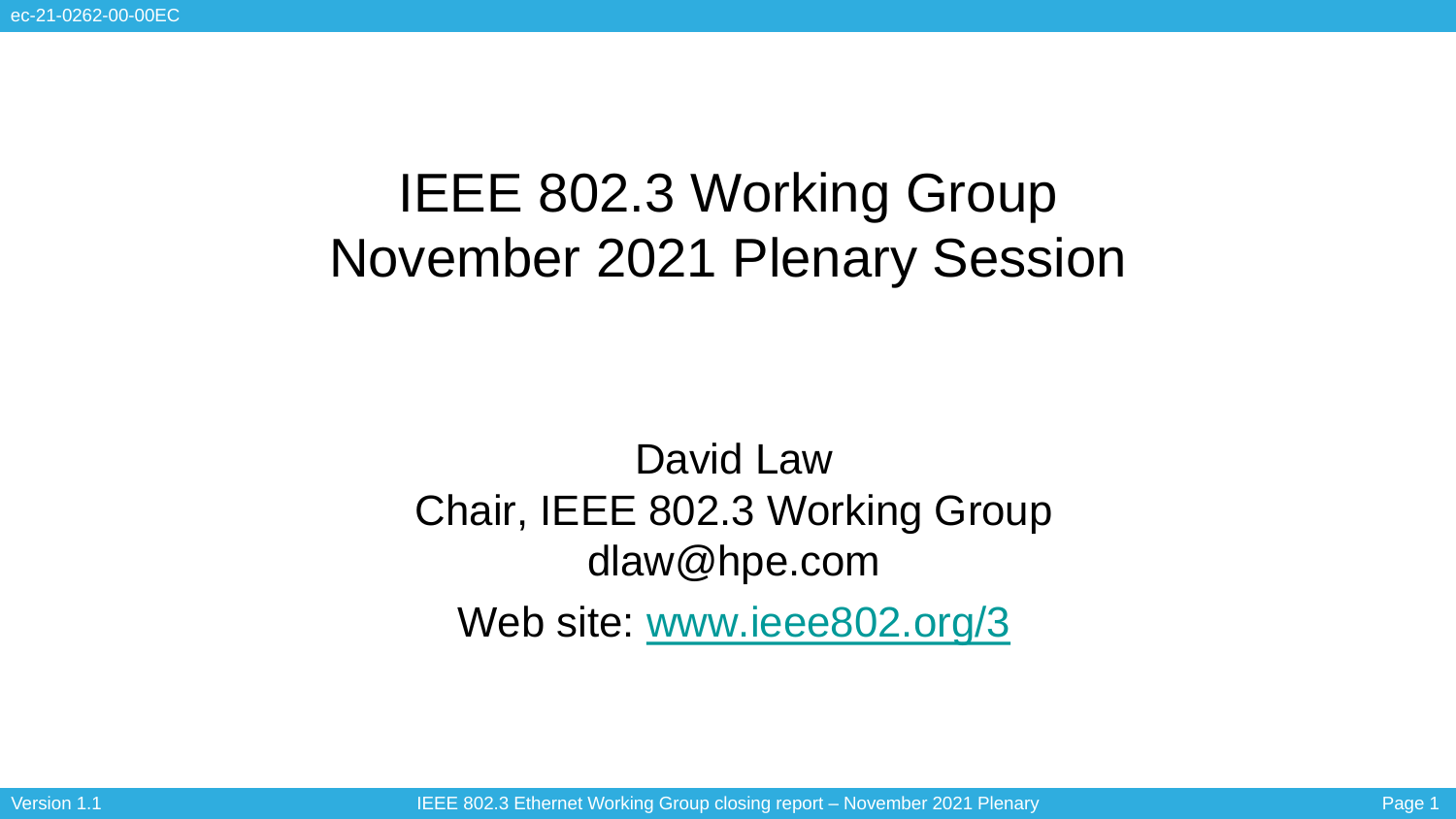# IEEE 802.3 Working Group November 2021 Plenary Session

David Law
Chair, IEEE 802.3 Working Group
dlaw@hpe.com

Web site: www.ieee802.org/3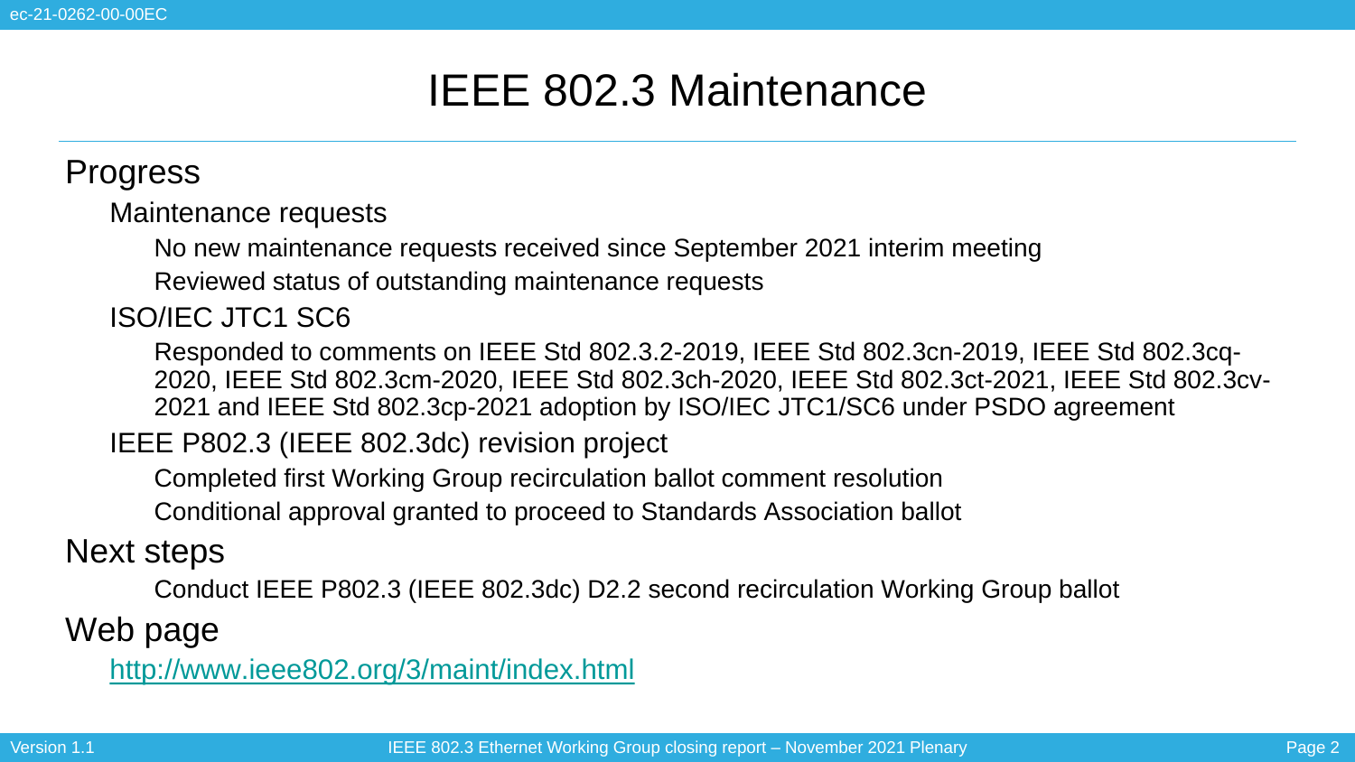# IEEE 802.3 Maintenance

## Progress

- Maintenance requests
  - No new maintenance requests received since September 2021 interim meeting
  - Reviewed status of outstanding maintenance requests
- ISO/IEC JTC1 SC6
  - Responded to comments on IEEE Std 802.3.2-2019, IEEE Std 802.3cn-2019, IEEE Std 802.3cq-2020, IEEE Std 802.3cm-2020, IEEE Std 802.3ch-2020, IEEE Std 802.3ct-2021, IEEE Std 802.3cv-2021 and IEEE Std 802.3cp-2021 adoption by ISO/IEC JTC1/SC6 under PSDO agreement
- IEEE P802.3 (IEEE 802.3dc) revision project
  - Completed first Working Group recirculation ballot comment resolution
  - Conditional approval granted to proceed to Standards Association ballot

## Next steps

- Conduct IEEE P802.3 (IEEE 802.3dc) D2.2 second recirculation Working Group ballot

## Web page

- http://www.ieee802.org/3/maint/index.html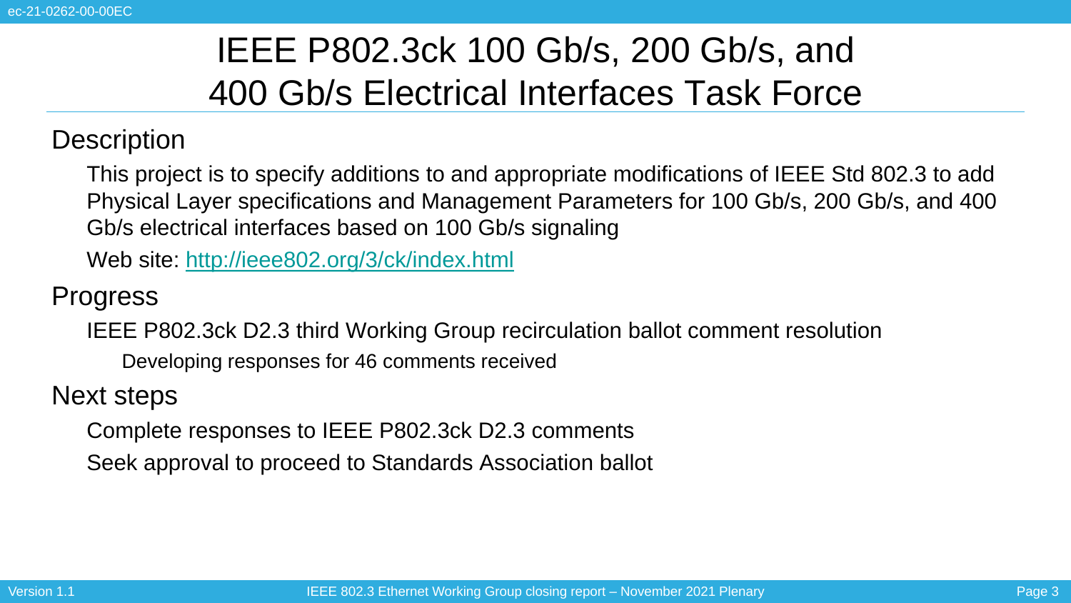# IEEE P802.3ck 100 Gb/s, 200 Gb/s, and 400 Gb/s Electrical Interfaces Task Force

## Description

This project is to specify additions to and appropriate modifications of IEEE Std 802.3 to add Physical Layer specifications and Management Parameters for 100 Gb/s, 200 Gb/s, and 400 Gb/s electrical interfaces based on 100 Gb/s signaling

Web site: [http://ieee802.org/3/ck/index.html](http://ieee802.org/3/ck/index.html)

## Progress

IEEE P802.3ck D2.3 third Working Group recirculation ballot comment resolution

- Developing responses for 46 comments received

## Next steps

Complete responses to IEEE P802.3ck D2.3 comments

Seek approval to proceed to Standards Association ballot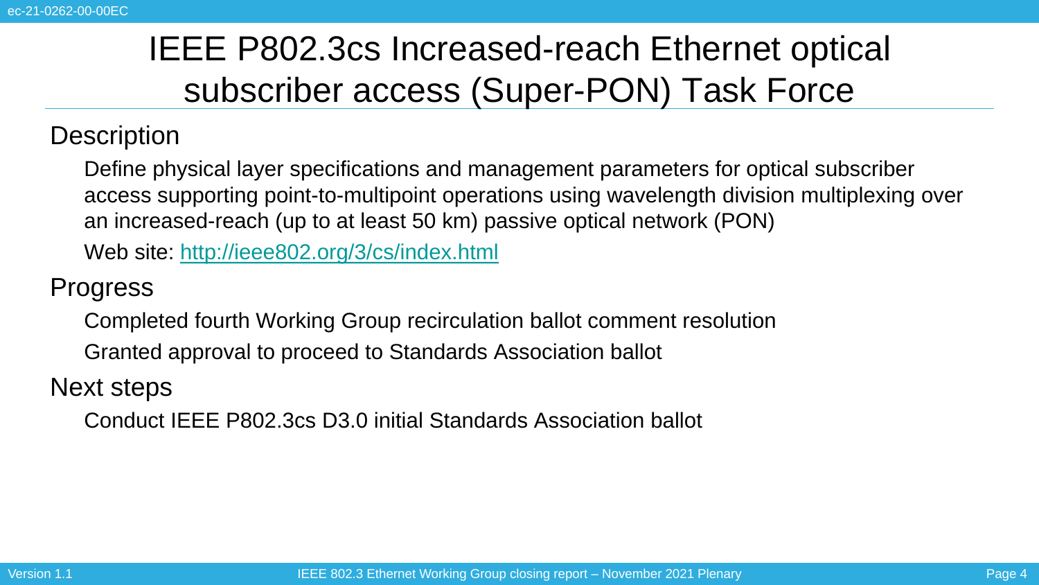# IEEE P802.3cs Increased-reach Ethernet optical subscriber access (Super-PON) Task Force

## Description

Define physical layer specifications and management parameters for optical subscriber access supporting point-to-multipoint operations using wavelength division multiplexing over an increased-reach (up to at least 50 km) passive optical network (PON)

Web site: [http://ieee802.org/3/cs/index.html](http://ieee802.org/3/cs/index.html)

## Progress

Completed fourth Working Group recirculation ballot comment resolution

Granted approval to proceed to Standards Association ballot

## Next steps

Conduct IEEE P802.3cs D3.0 initial Standards Association ballot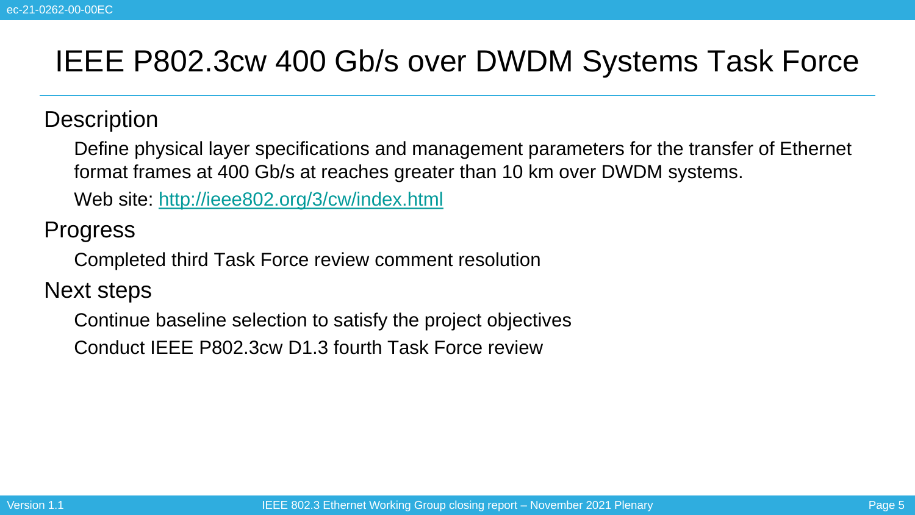# IEEE P802.3cw 400 Gb/s over DWDM Systems Task Force

## Description

Define physical layer specifications and management parameters for the transfer of Ethernet format frames at 400 Gb/s at reaches greater than 10 km over DWDM systems.

Web site: http://ieee802.org/3/cw/index.html

## Progress

Completed third Task Force review comment resolution

## Next steps

Continue baseline selection to satisfy the project objectives

Conduct IEEE P802.3cw D1.3 fourth Task Force review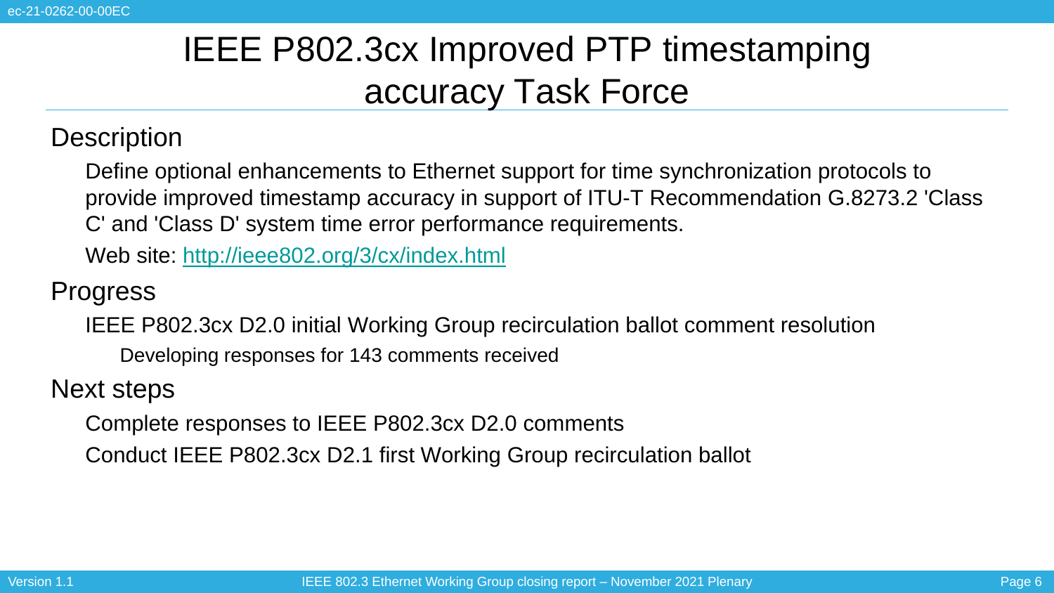# IEEE P802.3cx Improved PTP timestamping accuracy Task Force

## Description

Define optional enhancements to Ethernet support for time synchronization protocols to provide improved timestamp accuracy in support of ITU-T Recommendation G.8273.2 'Class C' and 'Class D' system time error performance requirements.

Web site: [http://ieee802.org/3/cx/index.html](http://ieee802.org/3/cx/index.html)

## Progress

IEEE P802.3cx D2.0 initial Working Group recirculation ballot comment resolution

- Developing responses for 143 comments received

## Next steps

- Complete responses to IEEE P802.3cx D2.0 comments
- Conduct IEEE P802.3cx D2.1 first Working Group recirculation ballot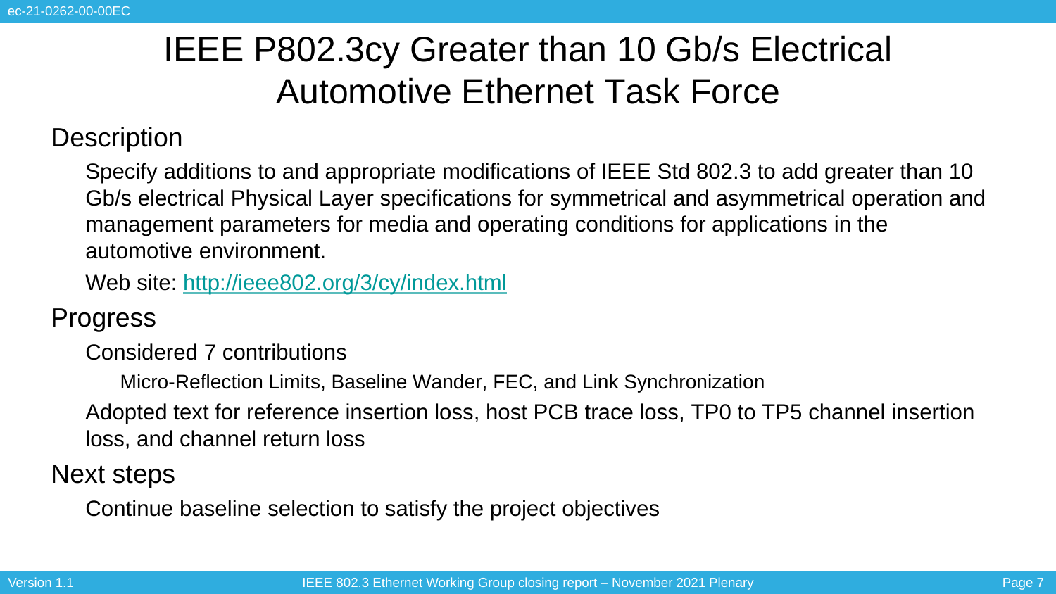# IEEE P802.3cy Greater than 10 Gb/s Electrical Automotive Ethernet Task Force

## Description

Specify additions to and appropriate modifications of IEEE Std 802.3 to add greater than 10 Gb/s electrical Physical Layer specifications for symmetrical and asymmetrical operation and management parameters for media and operating conditions for applications in the automotive environment.

Web site: [http://ieee802.org/3/cy/index.html](http://ieee802.org/3/cy/index.html)

## Progress

- Considered 7 contributions
  - Micro-Reflection Limits, Baseline Wander, FEC, and Link Synchronization
- Adopted text for reference insertion loss, host PCB trace loss, TP0 to TP5 channel insertion loss, and channel return loss

## Next steps

- Continue baseline selection to satisfy the project objectives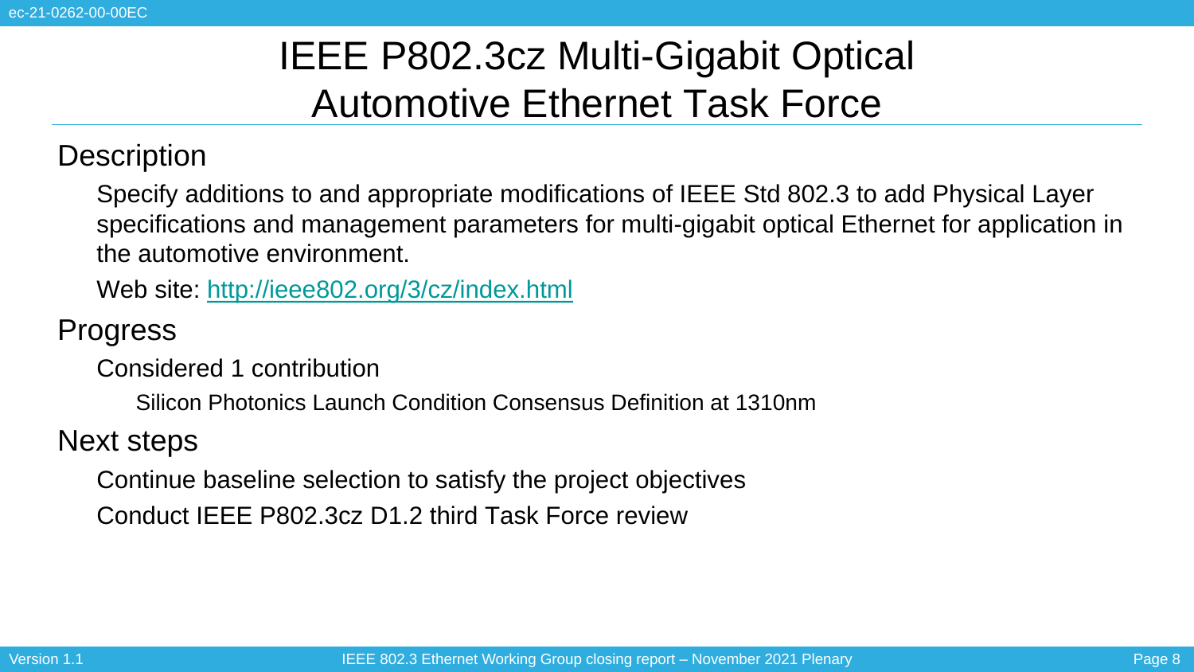# IEEE P802.3cz Multi-Gigabit Optical Automotive Ethernet Task Force

## Description

Specify additions to and appropriate modifications of IEEE Std 802.3 to add Physical Layer specifications and management parameters for multi-gigabit optical Ethernet for application in the automotive environment.

Web site: [http://ieee802.org/3/cz/index.html](http://ieee802.org/3/cz/index.html)

## Progress

Considered 1 contribution

- Silicon Photonics Launch Condition Consensus Definition at 1310nm

## Next steps

Continue baseline selection to satisfy the project objectives

Conduct IEEE P802.3cz D1.2 third Task Force review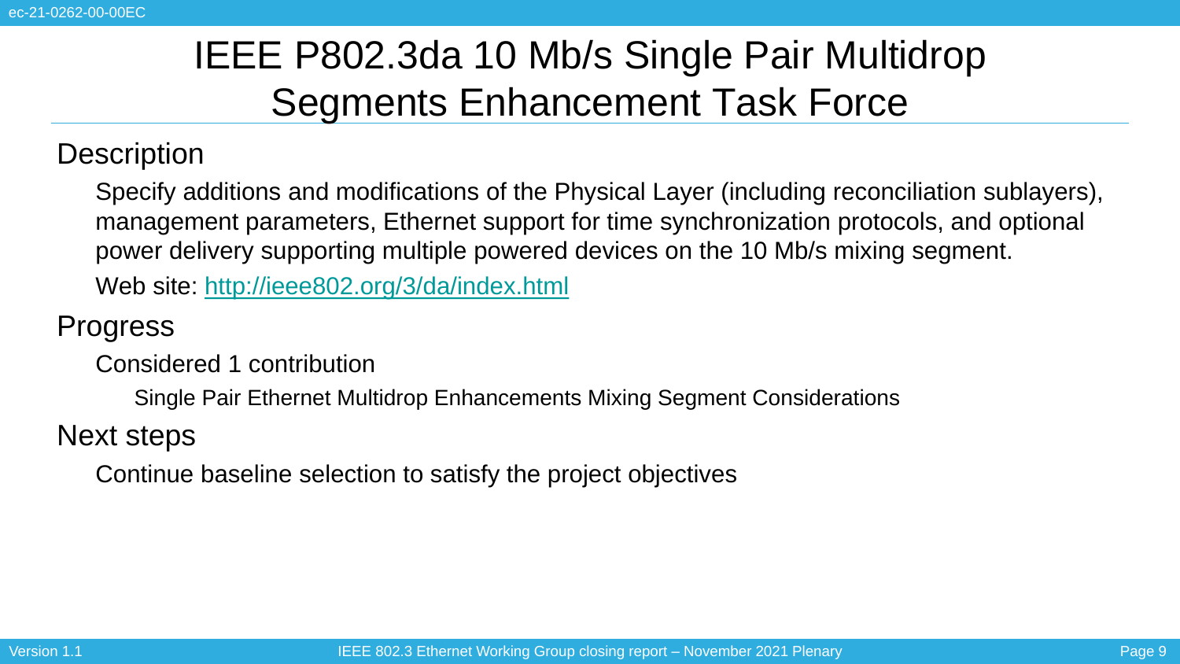# IEEE P802.3da 10 Mb/s Single Pair Multidrop Segments Enhancement Task Force

## Description

Specify additions and modifications of the Physical Layer (including reconciliation sublayers), management parameters, Ethernet support for time synchronization protocols, and optional power delivery supporting multiple powered devices on the 10 Mb/s mixing segment.

Web site: [http://ieee802.org/3/da/index.html](http://ieee802.org/3/da/index.html)

## Progress

- Considered 1 contribution
  - Single Pair Ethernet Multidrop Enhancements Mixing Segment Considerations

## Next steps

- Continue baseline selection to satisfy the project objectives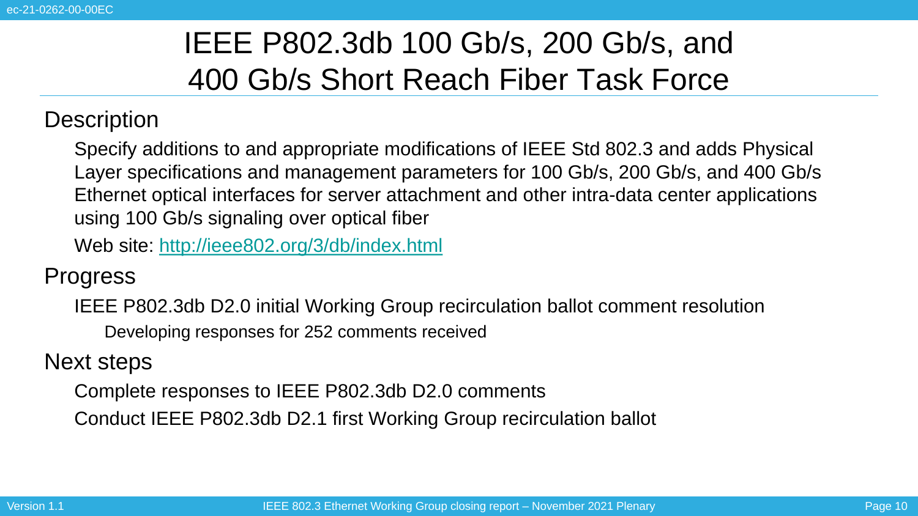# IEEE P802.3db 100 Gb/s, 200 Gb/s, and 400 Gb/s Short Reach Fiber Task Force

## Description

Specify additions to and appropriate modifications of IEEE Std 802.3 and adds Physical Layer specifications and management parameters for 100 Gb/s, 200 Gb/s, and 400 Gb/s Ethernet optical interfaces for server attachment and other intra-data center applications using 100 Gb/s signaling over optical fiber

Web site: http://ieee802.org/3/db/index.html

## Progress

- IEEE P802.3db D2.0 initial Working Group recirculation ballot comment resolution
  - Developing responses for 252 comments received

## Next steps

- Complete responses to IEEE P802.3db D2.0 comments
- Conduct IEEE P802.3db D2.1 first Working Group recirculation ballot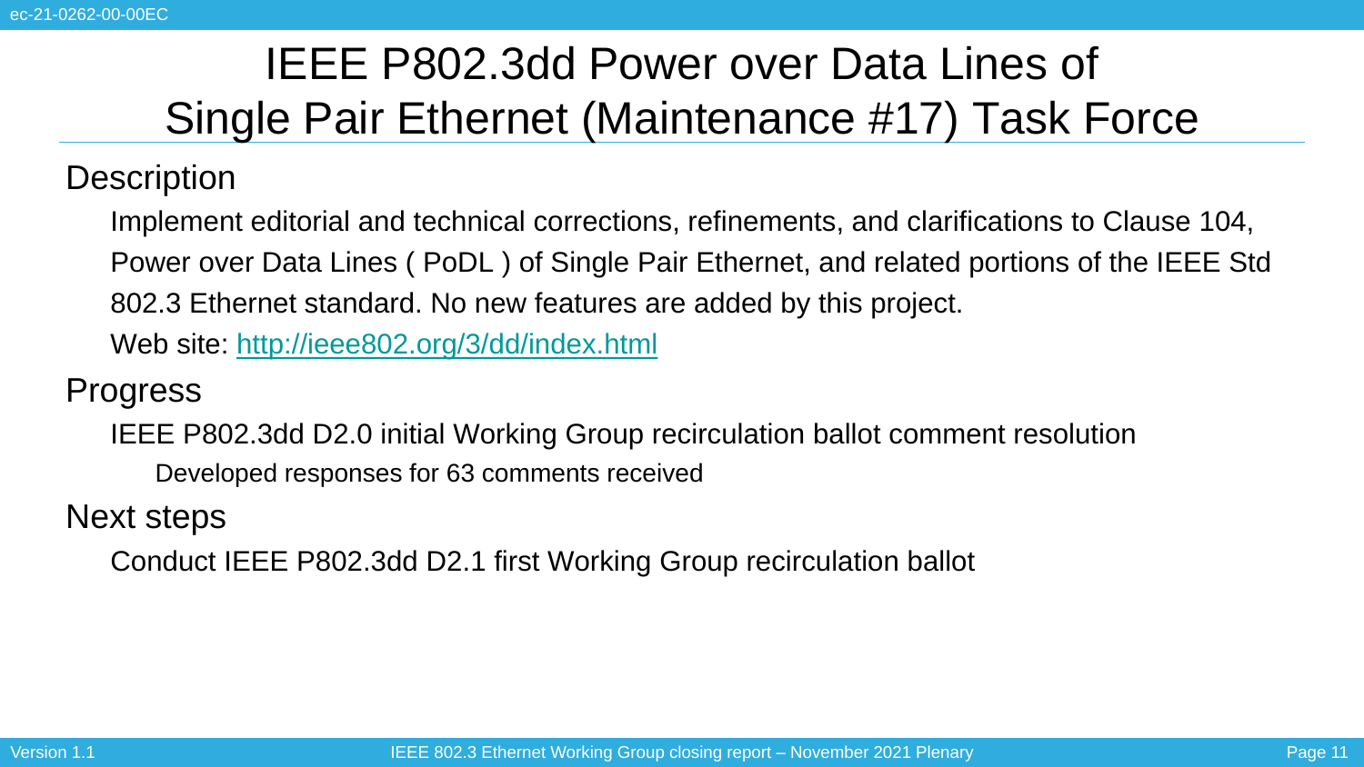# IEEE P802.3dd Power over Data Lines of Single Pair Ethernet (Maintenance #17) Task Force

## Description

Implement editorial and technical corrections, refinements, and clarifications to Clause 104, Power over Data Lines ( PoDL ) of Single Pair Ethernet, and related portions of the IEEE Std 802.3 Ethernet standard. No new features are added by this project.

Web site: [http://ieee802.org/3/dd/index.html](http://ieee802.org/3/dd/index.html)

## Progress

IEEE P802.3dd D2.0 initial Working Group recirculation ballot comment resolution

- Developed responses for 63 comments received

## Next steps

Conduct IEEE P802.3dd D2.1 first Working Group recirculation ballot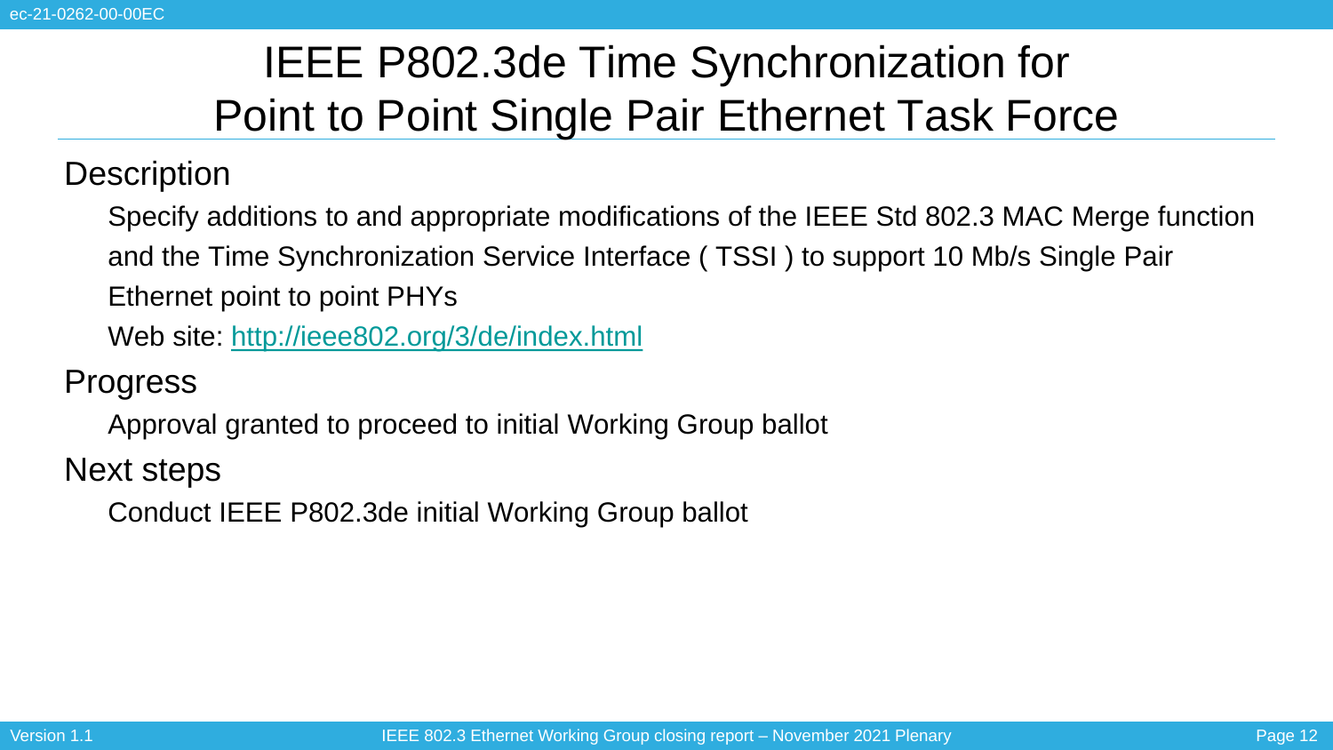# IEEE P802.3de Time Synchronization for Point to Point Single Pair Ethernet Task Force

## Description

Specify additions to and appropriate modifications of the IEEE Std 802.3 MAC Merge function and the Time Synchronization Service Interface ( TSSI ) to support 10 Mb/s Single Pair Ethernet point to point PHYs

Web site: http://ieee802.org/3/de/index.html

## Progress

Approval granted to proceed to initial Working Group ballot

## Next steps

Conduct IEEE P802.3de initial Working Group ballot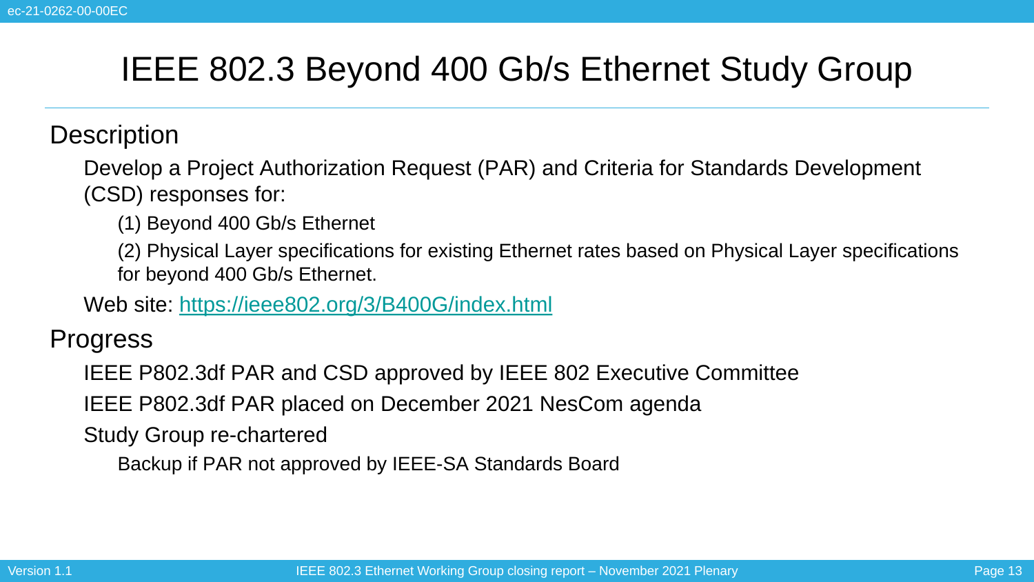# IEEE 802.3 Beyond 400 Gb/s Ethernet Study Group

## Description

Develop a Project Authorization Request (PAR) and Criteria for Standards Development (CSD) responses for:

- (1) Beyond 400 Gb/s Ethernet
- (2) Physical Layer specifications for existing Ethernet rates based on Physical Layer specifications for beyond 400 Gb/s Ethernet.

Web site: [https://ieee802.org/3/B400G/index.html](https://ieee802.org/3/B400G/index.html)

## Progress

- IEEE P802.3df PAR and CSD approved by IEEE 802 Executive Committee
- IEEE P802.3df PAR placed on December 2021 NesCom agenda
- Study Group re-chartered
  - Backup if PAR not approved by IEEE-SA Standards Board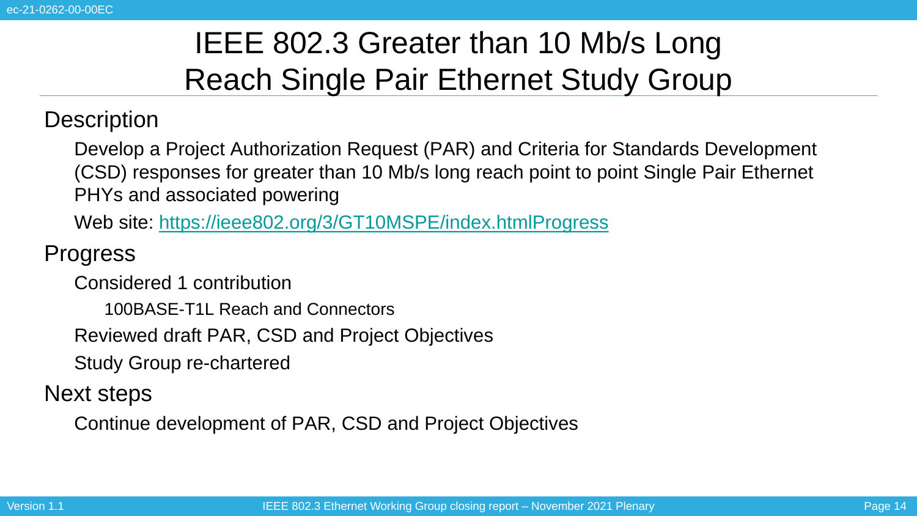# IEEE 802.3 Greater than 10 Mb/s Long Reach Single Pair Ethernet Study Group

## Description

Develop a Project Authorization Request (PAR) and Criteria for Standards Development (CSD) responses for greater than 10 Mb/s long reach point to point Single Pair Ethernet PHYs and associated powering

Web site: https://ieee802.org/3/GT10MSPE/index.htmlProgress

## Progress

- Considered 1 contribution
  - 100BASE-T1L Reach and Connectors
- Reviewed draft PAR, CSD and Project Objectives
- Study Group re-chartered

## Next steps

- Continue development of PAR, CSD and Project Objectives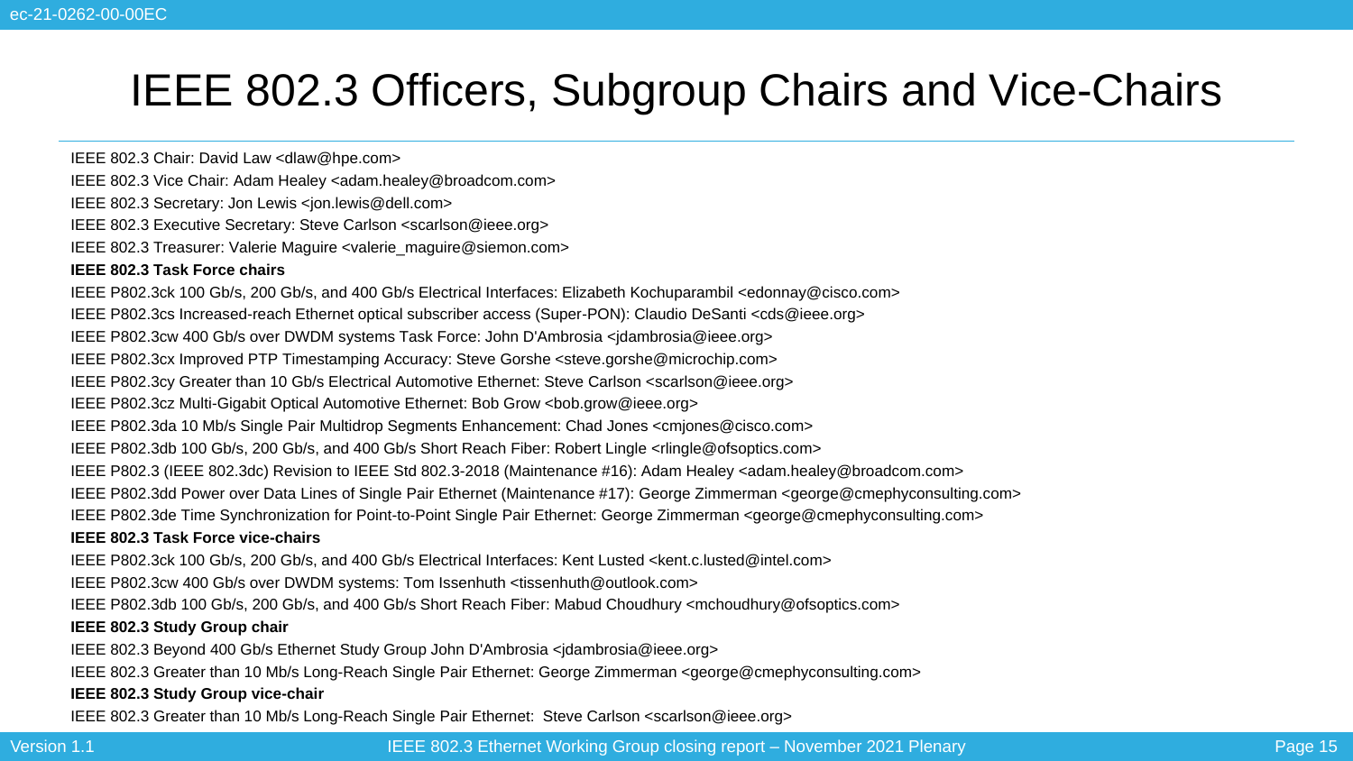# IEEE 802.3 Officers, Subgroup Chairs and Vice-Chairs

IEEE 802.3 Chair: David Law <dlaw@hpe.com>

IEEE 802.3 Vice Chair: Adam Healey <adam.healey@broadcom.com>

IEEE 802.3 Secretary: Jon Lewis <jon.lewis@dell.com>

IEEE 802.3 Executive Secretary: Steve Carlson <scarlson@ieee.org>

IEEE 802.3 Treasurer: Valerie Maguire <valerie_maguire@siemon.com>

**IEEE 802.3 Task Force chairs**

IEEE P802.3ck 100 Gb/s, 200 Gb/s, and 400 Gb/s Electrical Interfaces: Elizabeth Kochuparambil <edonnay@cisco.com>

IEEE P802.3cs Increased-reach Ethernet optical subscriber access (Super-PON): Claudio DeSanti <cds@ieee.org>

IEEE P802.3cw 400 Gb/s over DWDM systems Task Force: John D'Ambrosia <jdambrosia@ieee.org>

IEEE P802.3cx Improved PTP Timestamping Accuracy: Steve Gorshe <steve.gorshe@microchip.com>

IEEE P802.3cy Greater than 10 Gb/s Electrical Automotive Ethernet: Steve Carlson <scarlson@ieee.org>

IEEE P802.3cz Multi-Gigabit Optical Automotive Ethernet: Bob Grow <bob.grow@ieee.org>

IEEE P802.3da 10 Mb/s Single Pair Multidrop Segments Enhancement: Chad Jones <cmjones@cisco.com>

IEEE P802.3db 100 Gb/s, 200 Gb/s, and 400 Gb/s Short Reach Fiber: Robert Lingle <rlingle@ofsoptics.com>

IEEE P802.3 (IEEE 802.3dc) Revision to IEEE Std 802.3-2018 (Maintenance #16): Adam Healey <adam.healey@broadcom.com>

IEEE P802.3dd Power over Data Lines of Single Pair Ethernet (Maintenance #17): George Zimmerman <george@cmephyconsulting.com>

IEEE P802.3de Time Synchronization for Point-to-Point Single Pair Ethernet: George Zimmerman <george@cmephyconsulting.com>

**IEEE 802.3 Task Force vice-chairs**

IEEE P802.3ck 100 Gb/s, 200 Gb/s, and 400 Gb/s Electrical Interfaces: Kent Lusted <kent.c.lusted@intel.com>

IEEE P802.3cw 400 Gb/s over DWDM systems: Tom Issenhuth <tissenhuth@outlook.com>

IEEE P802.3db 100 Gb/s, 200 Gb/s, and 400 Gb/s Short Reach Fiber: Mabud Choudhury <mchoudhury@ofsoptics.com>

**IEEE 802.3 Study Group chair**

IEEE 802.3 Beyond 400 Gb/s Ethernet Study Group John D'Ambrosia <jdambrosia@ieee.org>

IEEE 802.3 Greater than 10 Mb/s Long-Reach Single Pair Ethernet: George Zimmerman <george@cmephyconsulting.com>

**IEEE 802.3 Study Group vice-chair**

IEEE 802.3 Greater than 10 Mb/s Long-Reach Single Pair Ethernet: Steve Carlson <scarlson@ieee.org>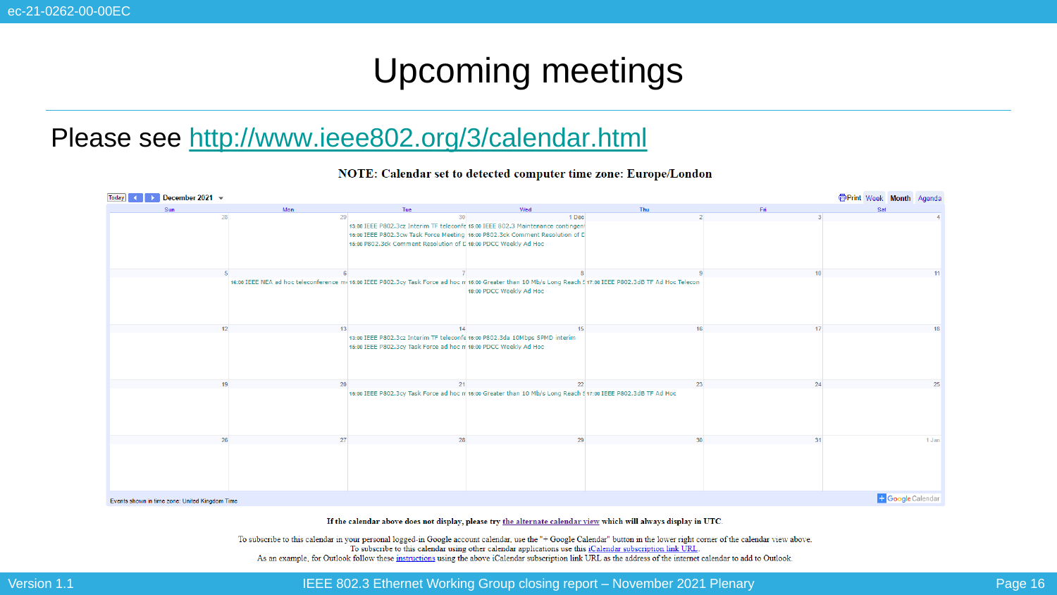# Upcoming meetings

Please see http://www.ieee802.org/3/calendar.html

**NOTE: Calendar set to detected computer time zone: Europe/London**

Today December 2021 Print Week Month Agenda

| Sun | Mon | Tue | Wed | Thu | Fri | Sat |
|---|---|---|---|---|---|---|
| 28 | 29 | 30<br>13:00 IEEE P802.3cz Interim TF teleconfe<br>16:00 IEEE P802.3cw Task Force Meeting<br>16:00 P802.3ck Comment Resolution of D | 1 Dec<br>16:00 IEEE 802.3 Maintenance contingent<br>16:00 P802.3ck Comment Resolution of D<br>18:00 PDCC Weekly Ad Hoc | 2 | 3 | 4 |
| 5 | 6<br>16:00 IEEE NEA ad hoc teleconference m | 7<br>16:00 IEEE P802.3cy Task Force ad hoc m | 8<br>16:00 Greater than 10 Mb/s Long Reach S<br>18:00 PDCC Weekly Ad Hoc | 9<br>17:00 IEEE P802.3dB TF Ad Hoc Telecon | 10 | 11 |
| 12 | 13 | 14<br>13:00 IEEE P802.3cz Interim TF teleconfe<br>16:00 IEEE P802.3cy Task Force ad hoc m | 15<br>16:00 P802.3da 10Mbps SPMD interim<br>18:00 PDCC Weekly Ad Hoc | 16 | 17 | 18 |
| 19 | 20 | 21<br>16:00 IEEE P802.3cy Task Force ad hoc m | 22<br>16:00 Greater than 10 Mb/s Long Reach S | 23<br>17:00 IEEE P802.3dB TF Ad Hoc | 24 | 25 |
| 26 | 27 | 28 | 29 | 30 | 31 | 1 Jan |

Events shown in time zone: United Kingdom Time

Google Calendar

**If the calendar above does not display, please try the alternate calendar view which will always display in UTC.**

To subscribe to this calendar in your personal logged-in Google account calendar, use the "+ Google Calendar" button in the lower right corner of the calendar view above.
To subscribe to this calendar using other calendar applications use this iCalendar subscription link URL.
As an example, for Outlook follow these instructions using the above iCalendar subscription link URL as the address of the internet calendar to add to Outlook.